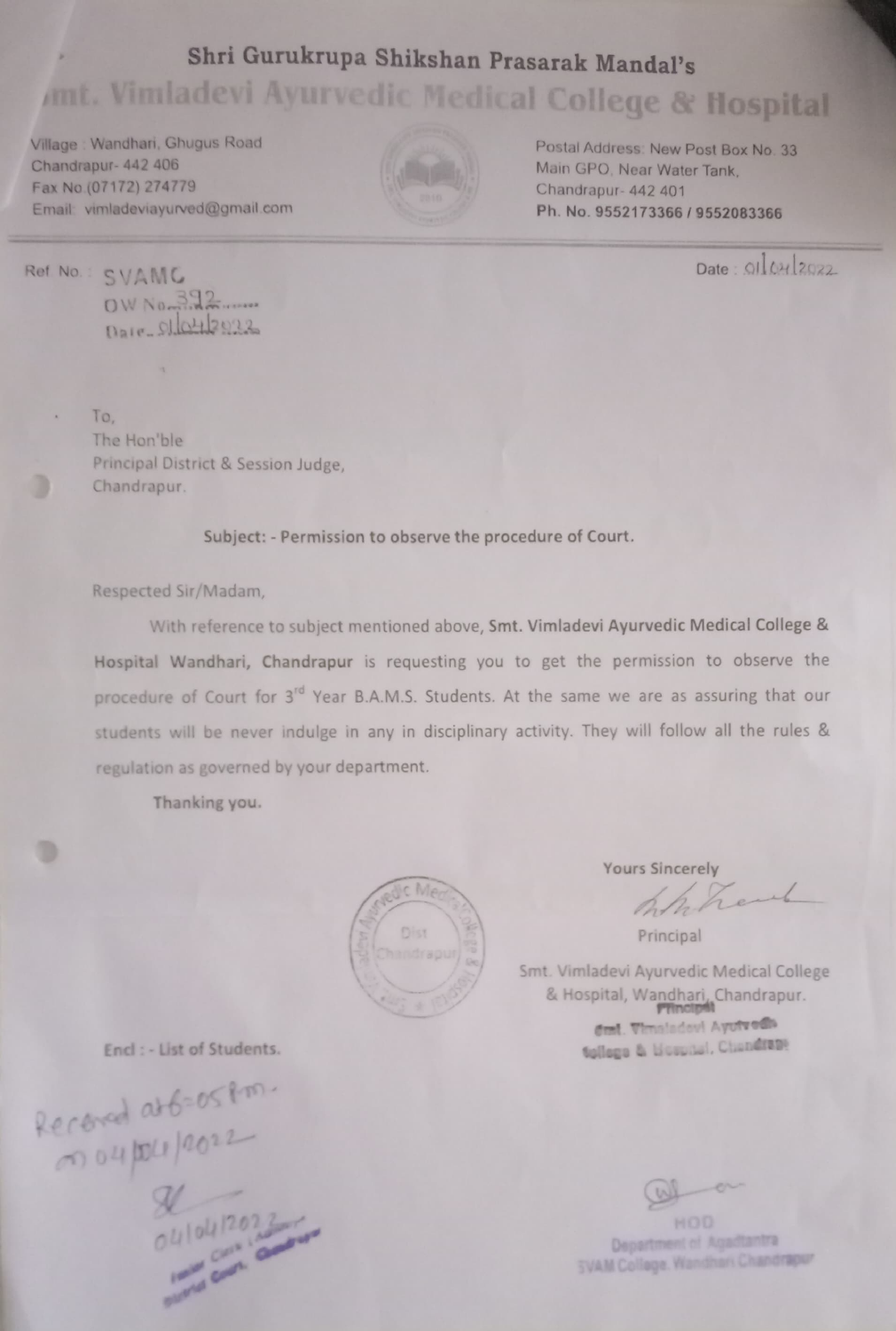# Shri Gurukrupa Shikshan Prasarak Mandal's

## Smt. Vimladevi Ayurvedic Medical College & Hospital

Village : Wandhari, Ghugus Road
Chandrapur- 442 406
Fax No.(07172) 274779
Email: vimladeviayurved@gmail.com

Postal Address: New Post Box No. 33
Main GPO, Near Water Tank,
Chandrapur- 442 401
**Ph. No. 9552173366 / 9552083366**

Ref No.: SVAMC
OW No. 392
Date 01/04/2022

Date : 01/04/2022

To,
The Hon'ble
Principal District & Session Judge,
Chandrapur.

**Subject: - Permission to observe the procedure of Court.**

Respected Sir/Madam,

With reference to subject mentioned above, **Smt. Vimladevi Ayurvedic Medical College & Hospital Wandhari, Chandrapur** is requesting you to get the permission to observe the procedure of Court for 3rd Year B.A.M.S. Students. At the same we are as assuring that our students will be never indulge in any in disciplinary activity. They will follow all the rules & regulation as governed by your department.

**Thanking you.**

**Yours Sincerely**

Principal

Smt. Vimladevi Ayurvedic Medical College & Hospital, Wandhari, Chandrapur.

Principal
Smt. Vimladevi Ayurvedic College & Hospital, Chandrapur

Encl : - List of Students.

Received at 6:05 P.m. on 04/04/2022

04/04/2022
Senior Clerk
District Court, Chandrapur

HOD
Department of Agadtantra
SVAM College, Wandhari Chandrapur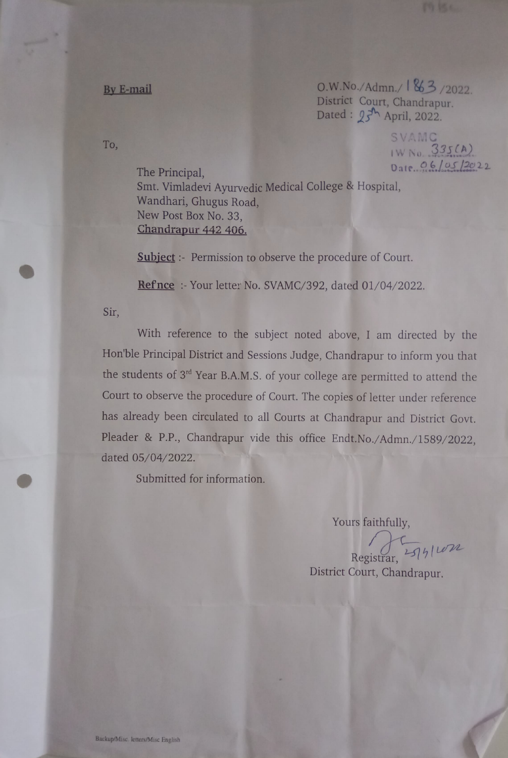**By E-mail**

O.W.No./Admn./ 1863 /2022.
District Court, Chandrapur.
Dated : 25th April, 2022.

SVAMC
IW No. 335(A)
Date. 06/05/2022

To,

The Principal,
Smt. Vimladevi Ayurvedic Medical College & Hospital,
Wandhari, Ghugus Road,
New Post Box No. 33,
Chandrapur 442 406.

**Subject** :- Permission to observe the procedure of Court.

**Refnce** :- Your letter No. SVAMC/392, dated 01/04/2022.

Sir,

With reference to the subject noted above, I am directed by the Hon'ble Principal District and Sessions Judge, Chandrapur to inform you that the students of 3rd Year B.A.M.S. of your college are permitted to attend the Court to observe the procedure of Court. The copies of letter under reference has already been circulated to all Courts at Chandrapur and District Govt. Pleader & P.P., Chandrapur vide this office Endt.No./Admn./1589/2022, dated 05/04/2022.

Submitted for information.

Yours faithfully,

25/4/2022

Registrar,
District Court, Chandrapur.

Backup/Misc. letters/Misc English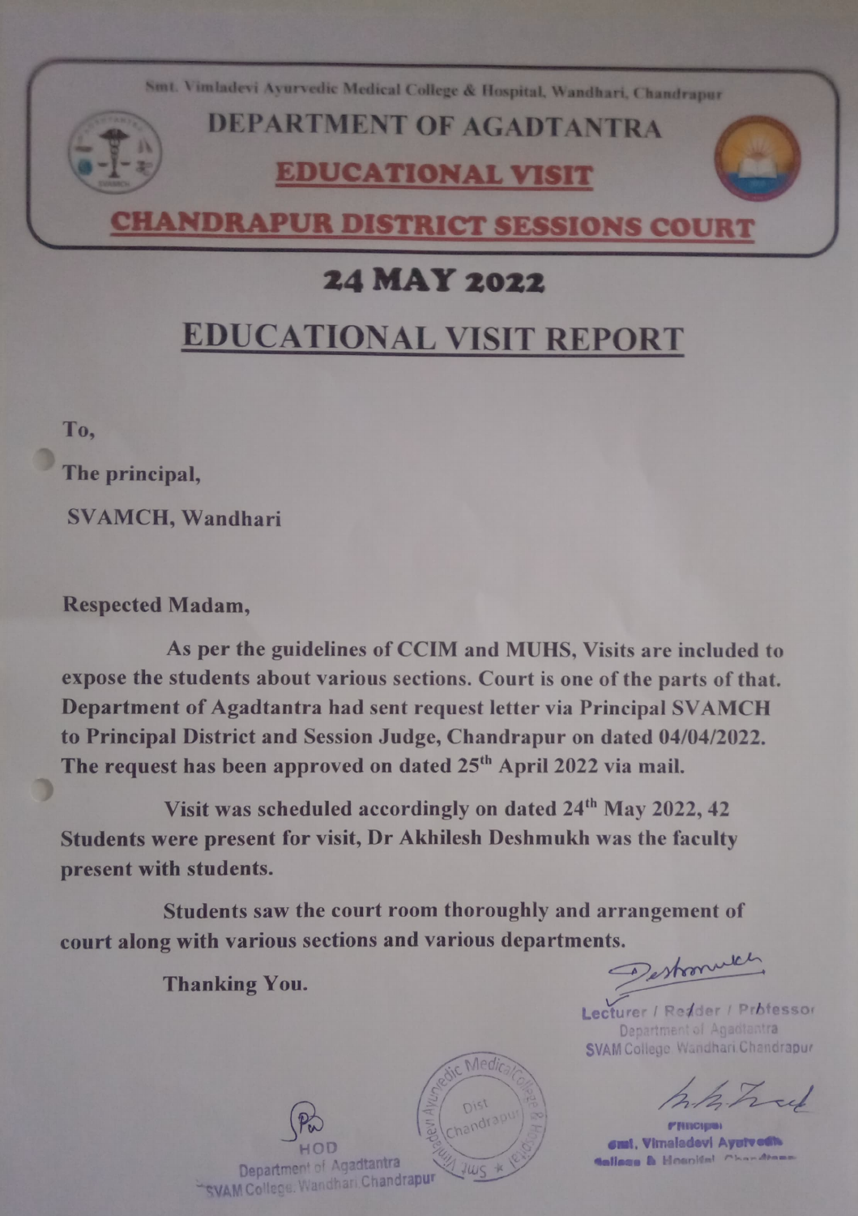Smt. Vimladevi Ayurvedic Medical College & Hospital, Wandhari, Chandrapur

# DEPARTMENT OF AGADTANTRA

## EDUCATIONAL VISIT

## CHANDRAPUR DISTRICT SESSIONS COURT

## 24 MAY 2022

# EDUCATIONAL VISIT REPORT

**To,**

**The principal,**

**SVAMCH, Wandhari**

**Respected Madam,**

**As per the guidelines of CCIM and MUHS, Visits are included to expose the students about various sections. Court is one of the parts of that. Department of Agadtantra had sent request letter via Principal SVAMCH to Principal District and Session Judge, Chandrapur on dated 04/04/2022. The request has been approved on dated 25th April 2022 via mail.**

**Visit was scheduled accordingly on dated 24th May 2022, 42 Students were present for visit, Dr Akhilesh Deshmukh was the faculty present with students.**

**Students saw the court room thoroughly and arrangement of court along with various sections and various departments.**

**Thanking You.**

Deshmukh
Lecturer / Reader / Professor
Department of Agadtantra
SVAM College, Wandhari Chandrapur

HOD
Department of Agadtantra
SVAM College, Wandhari Chandrapur

Smt. Vimladevi Ayurvedic Medical College & Hospital, Dist Chandrapur

Principal
Smt. Vimladevi Ayurvedic College & Hospital, Chandrapur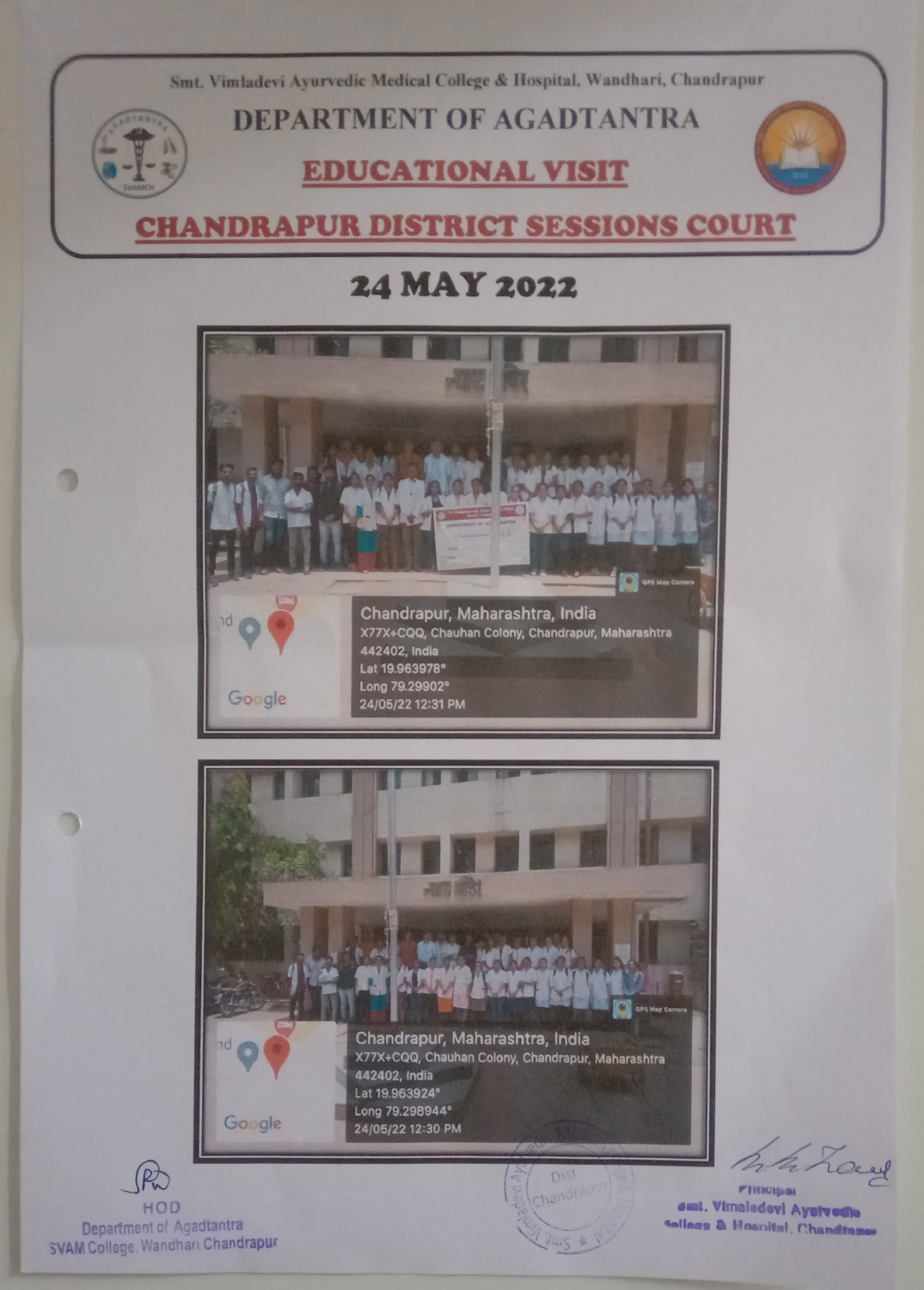Smt. Vimladevi Ayurvedic Medical College & Hospital, Wandhari, Chandrapur

# DEPARTMENT OF AGADTANTRA

## EDUCATIONAL VISIT

## CHANDRAPUR DISTRICT SESSIONS COURT

## 24 MAY 2022

Chandrapur, Maharashtra, India
X77X+CQQ, Chauhan Colony, Chandrapur, Maharashtra 442402, India
Lat 19.963978°
Long 79.29902°
24/05/22 12:31 PM

Chandrapur, Maharashtra, India
X77X+CQQ, Chauhan Colony, Chandrapur, Maharashtra 442402, India
Lat 19.963924°
Long 79.298944°
24/05/22 12:30 PM

HOD
Department of Agadtantra
SVAM College, Wandhari Chandrapur

Principal
Smt. Vimaladevi Ayurvedic College & Hospital, Chandrapur